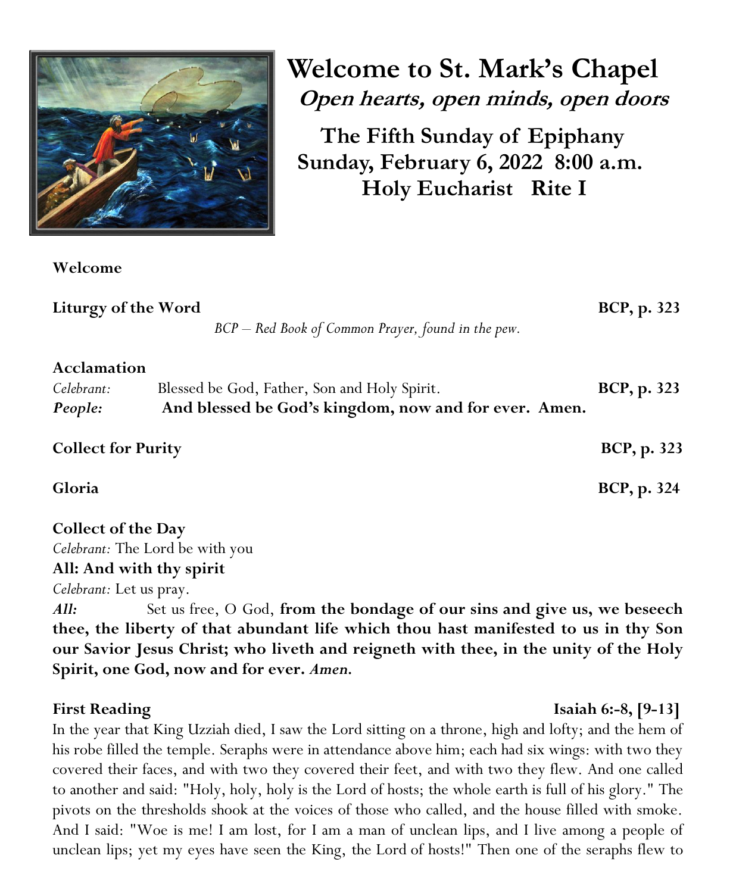# Welcome to St. Mark's Chapel

***Open hearts, open minds, open doors***

## The Fifth Sunday of Epiphany
## Sunday, February 6, 2022 8:00 a.m.
## Holy Eucharist Rite I

**Welcome**

**Liturgy of the Word** **BCP, p. 323**

*BCP – Red Book of Common Prayer, found in the pew.*

**Acclamation**

*Celebrant:* Blessed be God, Father, Son and Holy Spirit. **BCP, p. 323**

***People:*** **And blessed be God's kingdom, now and for ever. Amen.**

**Collect for Purity** **BCP, p. 323**

**Gloria** **BCP, p. 324**

**Collect of the Day**

*Celebrant:* The Lord be with you

**All: And with thy spirit**

*Celebrant:* Let us pray.

***All:*** Set us free, O God, **from the bondage of our sins and give us, we beseech thee, the liberty of that abundant life which thou hast manifested to us in thy Son our Savior Jesus Christ; who liveth and reigneth with thee, in the unity of the Holy Spirit, one God, now and for ever. *Amen.***

**First Reading** **Isaiah 6:-8, [9-13]**

In the year that King Uzziah died, I saw the Lord sitting on a throne, high and lofty; and the hem of his robe filled the temple. Seraphs were in attendance above him; each had six wings: with two they covered their faces, and with two they covered their feet, and with two they flew. And one called to another and said: "Holy, holy, holy is the Lord of hosts; the whole earth is full of his glory." The pivots on the thresholds shook at the voices of those who called, and the house filled with smoke. And I said: "Woe is me! I am lost, for I am a man of unclean lips, and I live among a people of unclean lips; yet my eyes have seen the King, the Lord of hosts!" Then one of the seraphs flew to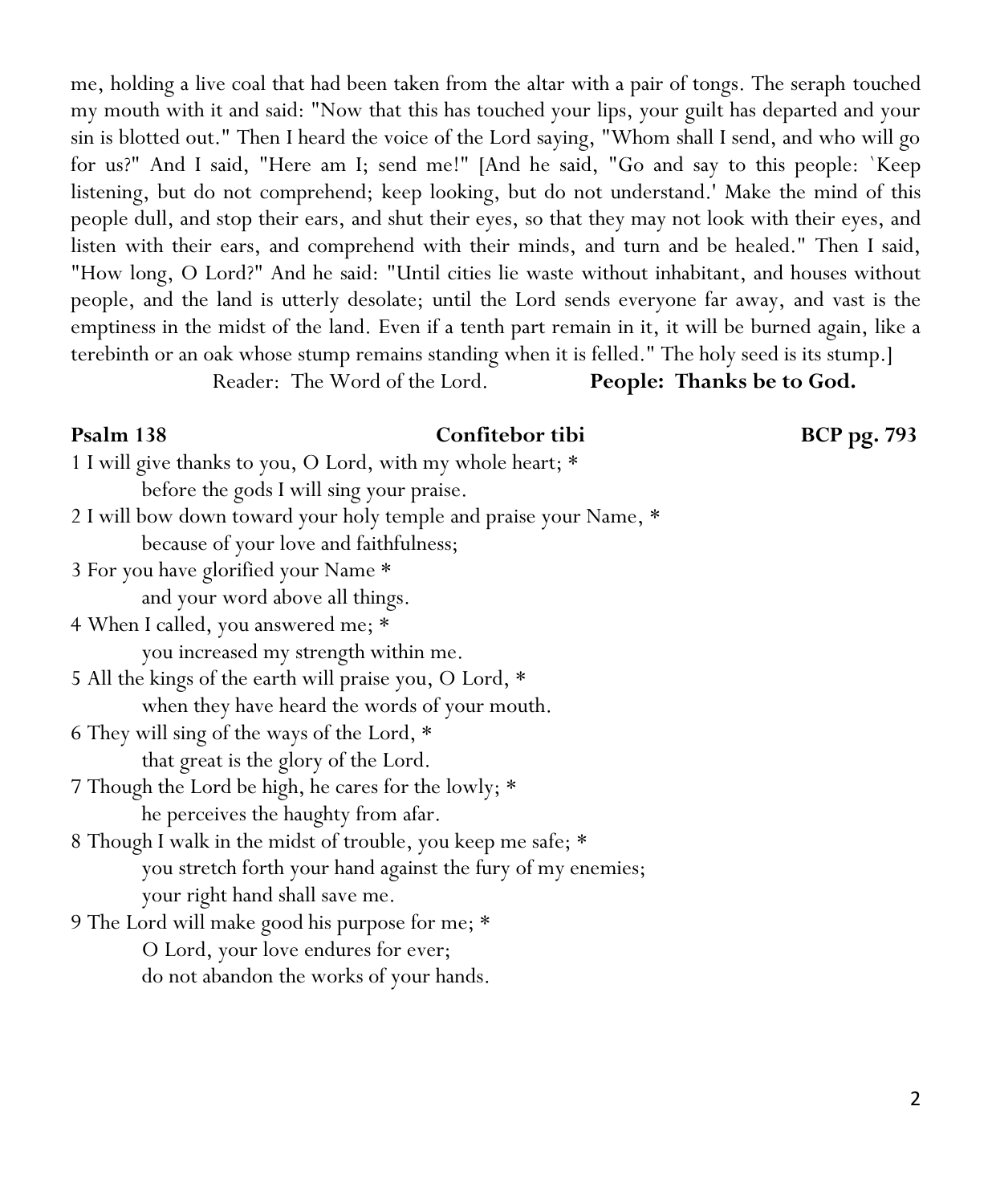me, holding a live coal that had been taken from the altar with a pair of tongs. The seraph touched my mouth with it and said: "Now that this has touched your lips, your guilt has departed and your sin is blotted out." Then I heard the voice of the Lord saying, "Whom shall I send, and who will go for us?" And I said, "Here am I; send me!" [And he said, "Go and say to this people: `Keep listening, but do not comprehend; keep looking, but do not understand.' Make the mind of this people dull, and stop their ears, and shut their eyes, so that they may not look with their eyes, and listen with their ears, and comprehend with their minds, and turn and be healed." Then I said, "How long, O Lord?" And he said: "Until cities lie waste without inhabitant, and houses without people, and the land is utterly desolate; until the Lord sends everyone far away, and vast is the emptiness in the midst of the land. Even if a tenth part remain in it, it will be burned again, like a terebinth or an oak whose stump remains standing when it is felled." The holy seed is its stump.]

Reader: The Word of the Lord. **People: Thanks be to God.**

**Psalm 138** **Confitebor tibi** **BCP pg. 793**

1 I will give thanks to you, O Lord, with my whole heart; *
before the gods I will sing your praise.
2 I will bow down toward your holy temple and praise your Name, *
because of your love and faithfulness;
3 For you have glorified your Name *
and your word above all things.
4 When I called, you answered me; *
you increased my strength within me.
5 All the kings of the earth will praise you, O Lord, *
when they have heard the words of your mouth.
6 They will sing of the ways of the Lord, *
that great is the glory of the Lord.
7 Though the Lord be high, he cares for the lowly; *
he perceives the haughty from afar.
8 Though I walk in the midst of trouble, you keep me safe; *
you stretch forth your hand against the fury of my enemies;
your right hand shall save me.
9 The Lord will make good his purpose for me; *
O Lord, your love endures for ever;
do not abandon the works of your hands.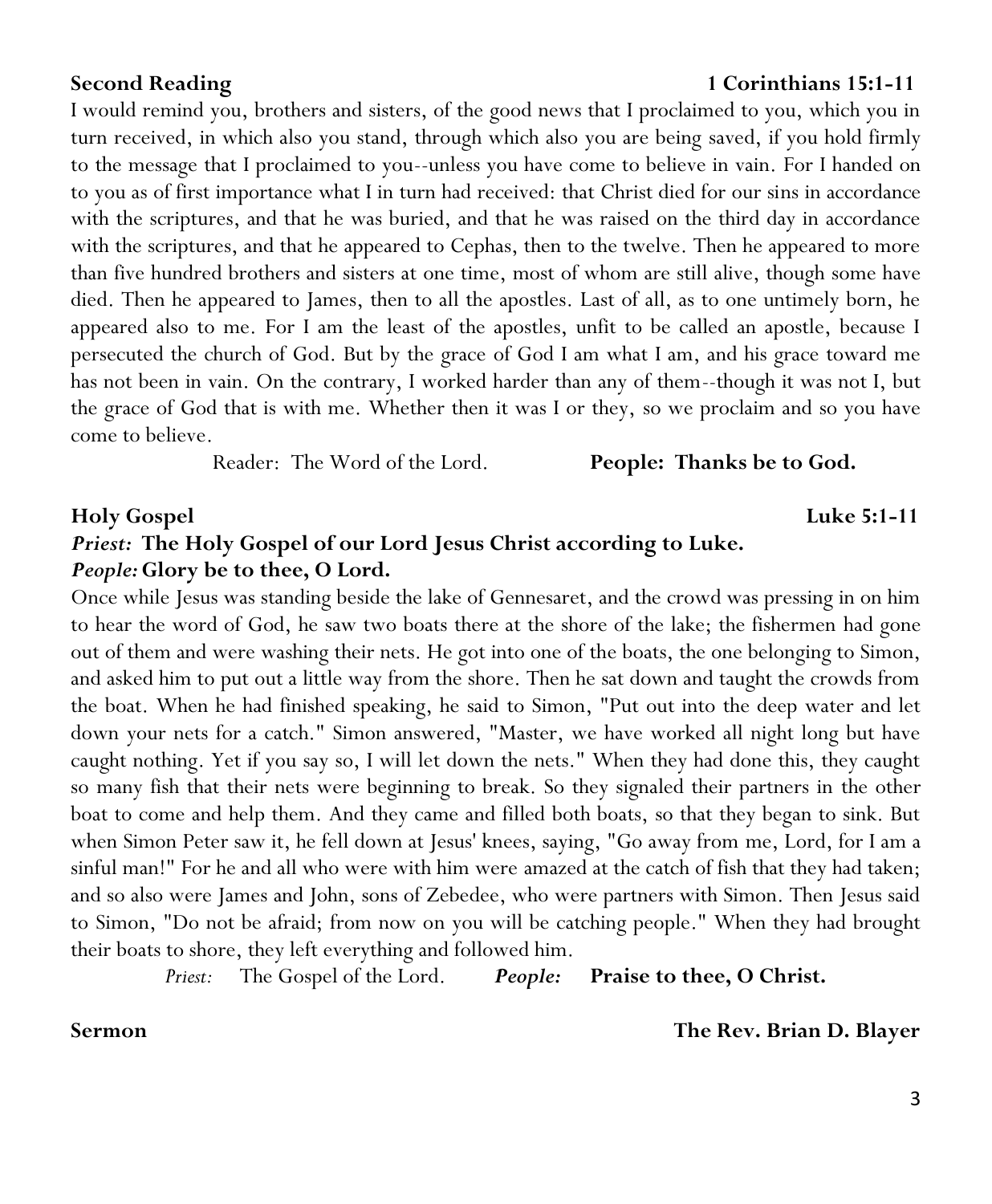**Second Reading** **1 Corinthians 15:1-11**

I would remind you, brothers and sisters, of the good news that I proclaimed to you, which you in turn received, in which also you stand, through which also you are being saved, if you hold firmly to the message that I proclaimed to you--unless you have come to believe in vain. For I handed on to you as of first importance what I in turn had received: that Christ died for our sins in accordance with the scriptures, and that he was buried, and that he was raised on the third day in accordance with the scriptures, and that he appeared to Cephas, then to the twelve. Then he appeared to more than five hundred brothers and sisters at one time, most of whom are still alive, though some have died. Then he appeared to James, then to all the apostles. Last of all, as to one untimely born, he appeared also to me. For I am the least of the apostles, unfit to be called an apostle, because I persecuted the church of God. But by the grace of God I am what I am, and his grace toward me has not been in vain. On the contrary, I worked harder than any of them--though it was not I, but the grace of God that is with me. Whether then it was I or they, so we proclaim and so you have come to believe.

Reader: The Word of the Lord. **People: Thanks be to God.**

**Holy Gospel** **Luke 5:1-11**

***Priest:*** **The Holy Gospel of our Lord Jesus Christ according to Luke.**
***People:*** **Glory be to thee, O Lord.**

Once while Jesus was standing beside the lake of Gennesaret, and the crowd was pressing in on him to hear the word of God, he saw two boats there at the shore of the lake; the fishermen had gone out of them and were washing their nets. He got into one of the boats, the one belonging to Simon, and asked him to put out a little way from the shore. Then he sat down and taught the crowds from the boat. When he had finished speaking, he said to Simon, "Put out into the deep water and let down your nets for a catch." Simon answered, "Master, we have worked all night long but have caught nothing. Yet if you say so, I will let down the nets." When they had done this, they caught so many fish that their nets were beginning to break. So they signaled their partners in the other boat to come and help them. And they came and filled both boats, so that they began to sink. But when Simon Peter saw it, he fell down at Jesus' knees, saying, "Go away from me, Lord, for I am a sinful man!" For he and all who were with him were amazed at the catch of fish that they had taken; and so also were James and John, sons of Zebedee, who were partners with Simon. Then Jesus said to Simon, "Do not be afraid; from now on you will be catching people." When they had brought their boats to shore, they left everything and followed him.

*Priest:* The Gospel of the Lord. ***People:*** **Praise to thee, O Christ.**

**Sermon** **The Rev. Brian D. Blayer**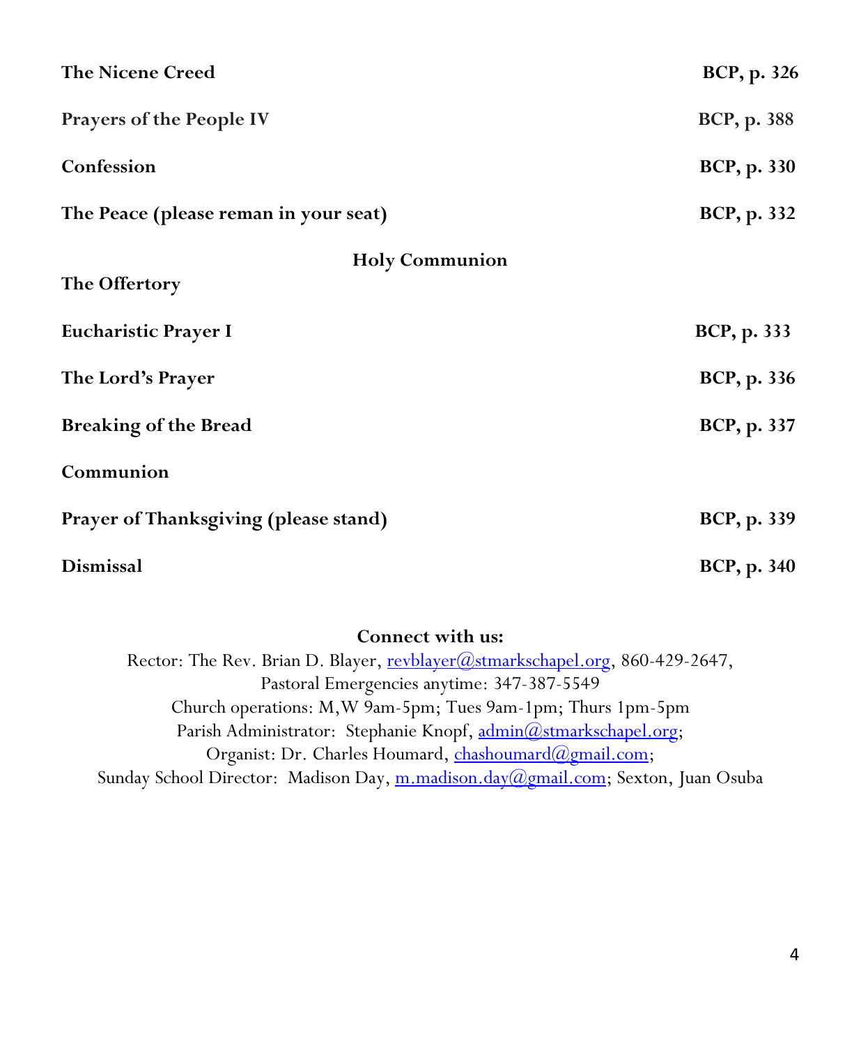**The Nicene Creed** **BCP, p. 326**

**Prayers of the People IV** **BCP, p. 388**

**Confession** **BCP, p. 330**

**The Peace (please reman in your seat)** **BCP, p. 332**

**Holy Communion**

**The Offertory**

**Eucharistic Prayer I** **BCP, p. 333**

**The Lord's Prayer** **BCP, p. 336**

**Breaking of the Bread** **BCP, p. 337**

**Communion**

**Prayer of Thanksgiving (please stand)** **BCP, p. 339**

**Dismissal** **BCP, p. 340**

**Connect with us:**

Rector: The Rev. Brian D. Blayer, revblayer@stmarkschapel.org, 860-429-2647,
Pastoral Emergencies anytime: 347-387-5549
Church operations: M,W 9am-5pm; Tues 9am-1pm; Thurs 1pm-5pm
Parish Administrator: Stephanie Knopf, admin@stmarkschapel.org;
Organist: Dr. Charles Houmard, chashoumard@gmail.com;
Sunday School Director: Madison Day, m.madison.day@gmail.com; Sexton, Juan Osuba